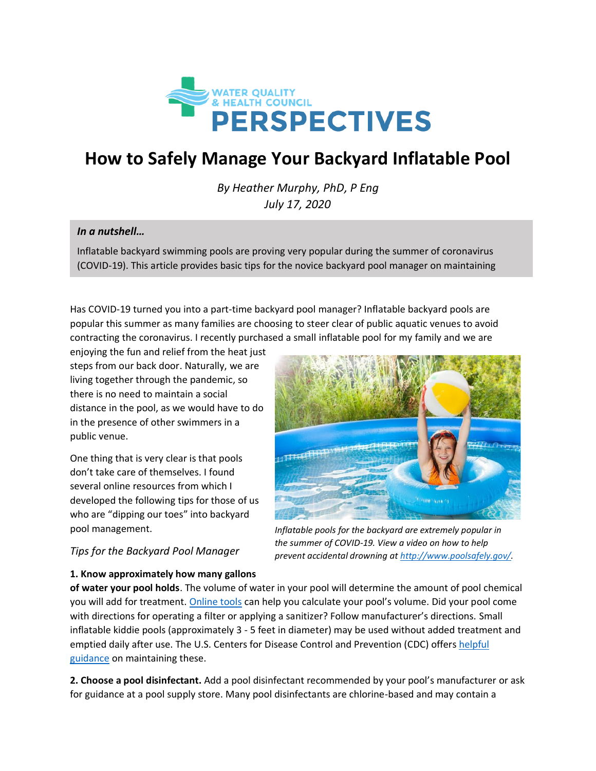**WATER QUALITY & HEALTH COUNCIL**
**PERSPECTIVES**

# How to Safely Manage Your Backyard Inflatable Pool

*By Heather Murphy, PhD, P Eng*
*July 17, 2020*

***In a nutshell…***

Inflatable backyard swimming pools are proving very popular during the summer of coronavirus (COVID-19). This article provides basic tips for the novice backyard pool manager on maintaining

Has COVID-19 turned you into a part-time backyard pool manager? Inflatable backyard pools are popular this summer as many families are choosing to steer clear of public aquatic venues to avoid contracting the coronavirus. I recently purchased a small inflatable pool for my family and we are enjoying the fun and relief from the heat just steps from our back door. Naturally, we are living together through the pandemic, so there is no need to maintain a social distance in the pool, as we would have to do in the presence of other swimmers in a public venue.

One thing that is very clear is that pools don't take care of themselves. I found several online resources from which I developed the following tips for those of us who are "dipping our toes" into backyard pool management.

*Inflatable pools for the backyard are extremely popular in the summer of COVID-19. View a video on how to help prevent accidental drowning at [http://www.poolsafely.gov/](http://www.poolsafely.gov/).*

*Tips for the Backyard Pool Manager*

**1. Know approximately how many gallons of water your pool holds**. The volume of water in your pool will determine the amount of pool chemical you will add for treatment. Online tools can help you calculate your pool's volume. Did your pool come with directions for operating a filter or applying a sanitizer? Follow manufacturer's directions. Small inflatable kiddie pools (approximately 3 - 5 feet in diameter) may be used without added treatment and emptied daily after use. The U.S. Centers for Disease Control and Prevention (CDC) offers helpful guidance on maintaining these.

**2. Choose a pool disinfectant.** Add a pool disinfectant recommended by your pool's manufacturer or ask for guidance at a pool supply store. Many pool disinfectants are chlorine-based and may contain a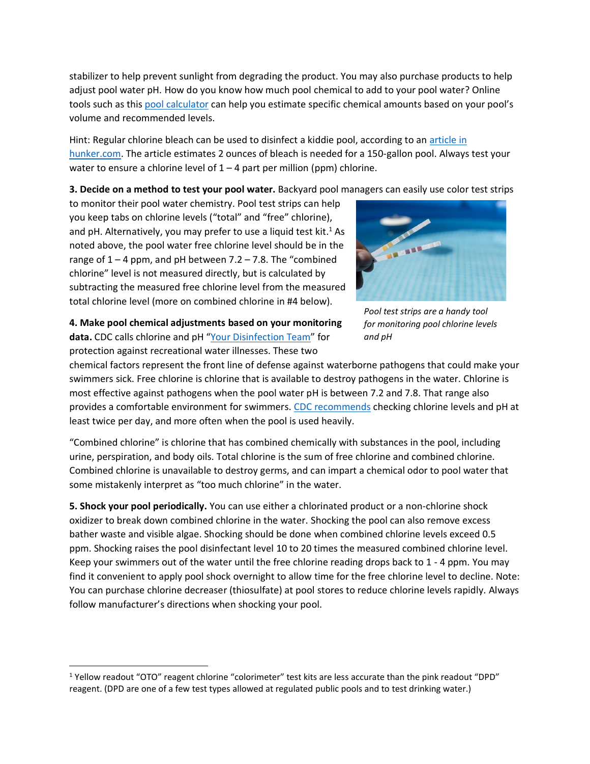stabilizer to help prevent sunlight from degrading the product. You may also purchase products to help adjust pool water pH. How do you know how much pool chemical to add to your pool water? Online tools such as this [pool calculator](#) can help you estimate specific chemical amounts based on your pool's volume and recommended levels.

Hint: Regular chlorine bleach can be used to disinfect a kiddie pool, according to an [article in hunker.com](#). The article estimates 2 ounces of bleach is needed for a 150-gallon pool. Always test your water to ensure a chlorine level of 1 – 4 part per million (ppm) chlorine.

**3. Decide on a method to test your pool water.** Backyard pool managers can easily use color test strips to monitor their pool water chemistry. Pool test strips can help you keep tabs on chlorine levels ("total" and "free" chlorine), and pH. Alternatively, you may prefer to use a liquid test kit.[1] As noted above, the pool water free chlorine level should be in the range of 1 – 4 ppm, and pH between 7.2 – 7.8. The "combined chlorine" level is not measured directly, but is calculated by subtracting the measured free chlorine level from the measured total chlorine level (more on combined chlorine in #4 below).

*Pool test strips are a handy tool for monitoring pool chlorine levels and pH*

**4. Make pool chemical adjustments based on your monitoring data.** CDC calls chlorine and pH "[Your Disinfection Team](#)" for protection against recreational water illnesses. These two chemical factors represent the front line of defense against waterborne pathogens that could make your swimmers sick. Free chlorine is chlorine that is available to destroy pathogens in the water. Chlorine is most effective against pathogens when the pool water pH is between 7.2 and 7.8. That range also provides a comfortable environment for swimmers. [CDC recommends](#) checking chlorine levels and pH at least twice per day, and more often when the pool is used heavily.

"Combined chlorine" is chlorine that has combined chemically with substances in the pool, including urine, perspiration, and body oils. Total chlorine is the sum of free chlorine and combined chlorine. Combined chlorine is unavailable to destroy germs, and can impart a chemical odor to pool water that some mistakenly interpret as "too much chlorine" in the water.

**5. Shock your pool periodically.** You can use either a chlorinated product or a non-chlorine shock oxidizer to break down combined chlorine in the water. Shocking the pool can also remove excess bather waste and visible algae. Shocking should be done when combined chlorine levels exceed 0.5 ppm. Shocking raises the pool disinfectant level 10 to 20 times the measured combined chlorine level. Keep your swimmers out of the water until the free chlorine reading drops back to 1 - 4 ppm. You may find it convenient to apply pool shock overnight to allow time for the free chlorine level to decline. Note: You can purchase chlorine decreaser (thiosulfate) at pool stores to reduce chlorine levels rapidly. Always follow manufacturer's directions when shocking your pool.

---

[1] Yellow readout "OTO" reagent chlorine "colorimeter" test kits are less accurate than the pink readout "DPD" reagent. (DPD are one of a few test types allowed at regulated public pools and to test drinking water.)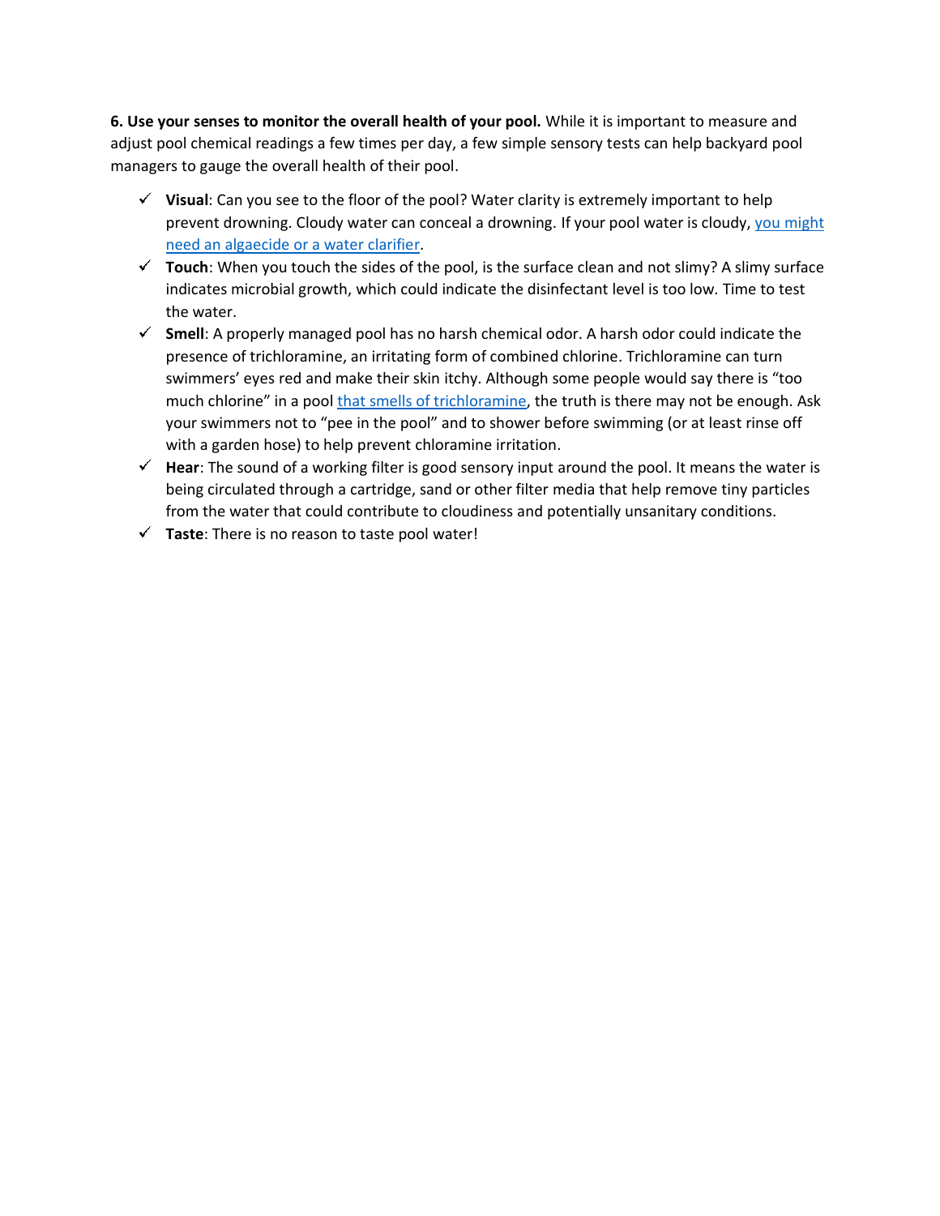**6. Use your senses to monitor the overall health of your pool.** While it is important to measure and adjust pool chemical readings a few times per day, a few simple sensory tests can help backyard pool managers to gauge the overall health of their pool.

- ✓ **Visual**: Can you see to the floor of the pool? Water clarity is extremely important to help prevent drowning. Cloudy water can conceal a drowning. If your pool water is cloudy, [you might need an algaecide or a water clarifier](#).
- ✓ **Touch**: When you touch the sides of the pool, is the surface clean and not slimy? A slimy surface indicates microbial growth, which could indicate the disinfectant level is too low. Time to test the water.
- ✓ **Smell**: A properly managed pool has no harsh chemical odor. A harsh odor could indicate the presence of trichloramine, an irritating form of combined chlorine. Trichloramine can turn swimmers' eyes red and make their skin itchy. Although some people would say there is "too much chlorine" in a pool [that smells of trichloramine](#), the truth is there may not be enough. Ask your swimmers not to "pee in the pool" and to shower before swimming (or at least rinse off with a garden hose) to help prevent chloramine irritation.
- ✓ **Hear**: The sound of a working filter is good sensory input around the pool. It means the water is being circulated through a cartridge, sand or other filter media that help remove tiny particles from the water that could contribute to cloudiness and potentially unsanitary conditions.
- ✓ **Taste**: There is no reason to taste pool water!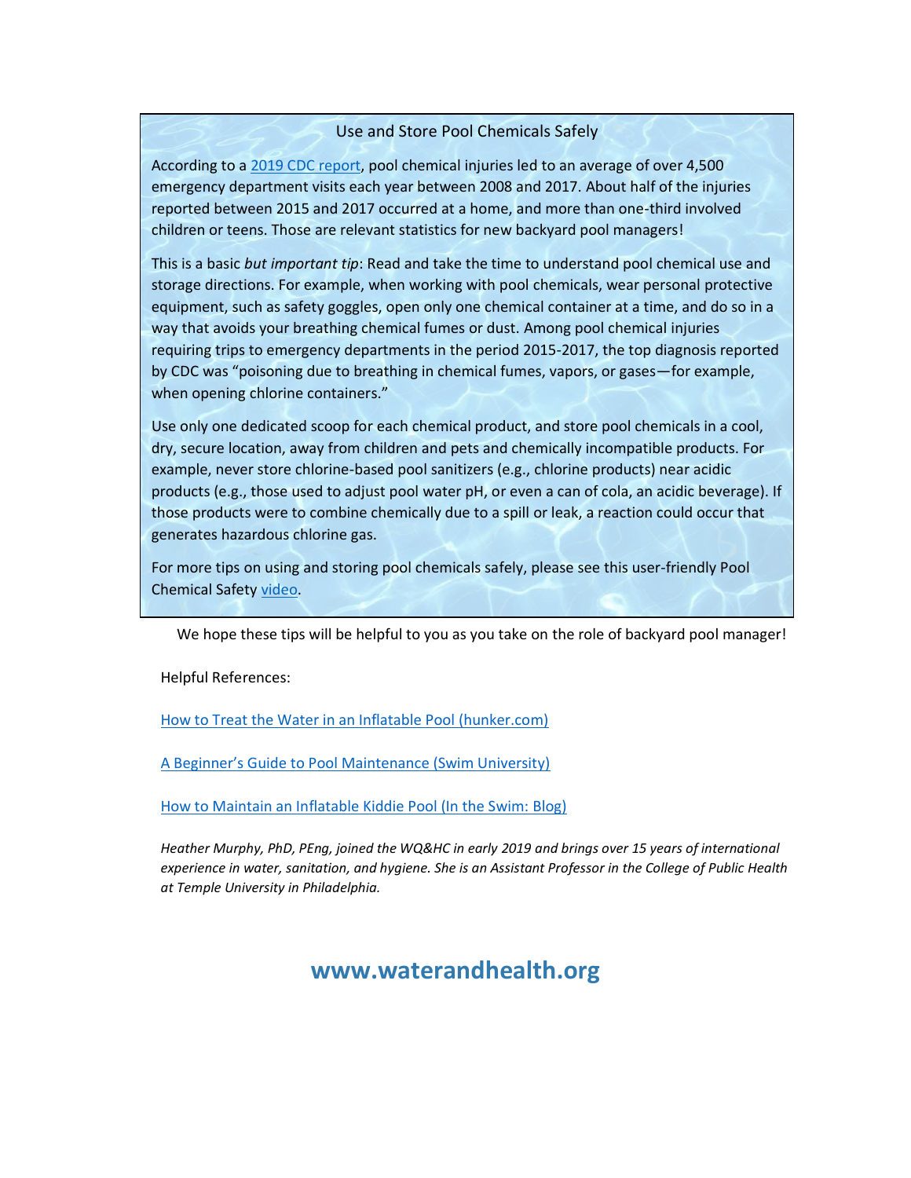## Use and Store Pool Chemicals Safely

According to a [2019 CDC report](), pool chemical injuries led to an average of over 4,500 emergency department visits each year between 2008 and 2017. About half of the injuries reported between 2015 and 2017 occurred at a home, and more than one-third involved children or teens. Those are relevant statistics for new backyard pool managers!

This is a basic *but important tip*: Read and take the time to understand pool chemical use and storage directions. For example, when working with pool chemicals, wear personal protective equipment, such as safety goggles, open only one chemical container at a time, and do so in a way that avoids your breathing chemical fumes or dust. Among pool chemical injuries requiring trips to emergency departments in the period 2015-2017, the top diagnosis reported by CDC was "poisoning due to breathing in chemical fumes, vapors, or gases—for example, when opening chlorine containers."

Use only one dedicated scoop for each chemical product, and store pool chemicals in a cool, dry, secure location, away from children and pets and chemically incompatible products. For example, never store chlorine-based pool sanitizers (e.g., chlorine products) near acidic products (e.g., those used to adjust pool water pH, or even a can of cola, an acidic beverage). If those products were to combine chemically due to a spill or leak, a reaction could occur that generates hazardous chlorine gas.

For more tips on using and storing pool chemicals safely, please see this user-friendly Pool Chemical Safety [video]().

We hope these tips will be helpful to you as you take on the role of backyard pool manager!

Helpful References:

[How to Treat the Water in an Inflatable Pool (hunker.com)]()

[A Beginner's Guide to Pool Maintenance (Swim University)]()

[How to Maintain an Inflatable Kiddie Pool (In the Swim: Blog)]()

*Heather Murphy, PhD, PEng, joined the WQ&HC in early 2019 and brings over 15 years of international experience in water, sanitation, and hygiene. She is an Assistant Professor in the College of Public Health at Temple University in Philadelphia.*

**www.waterandhealth.org**